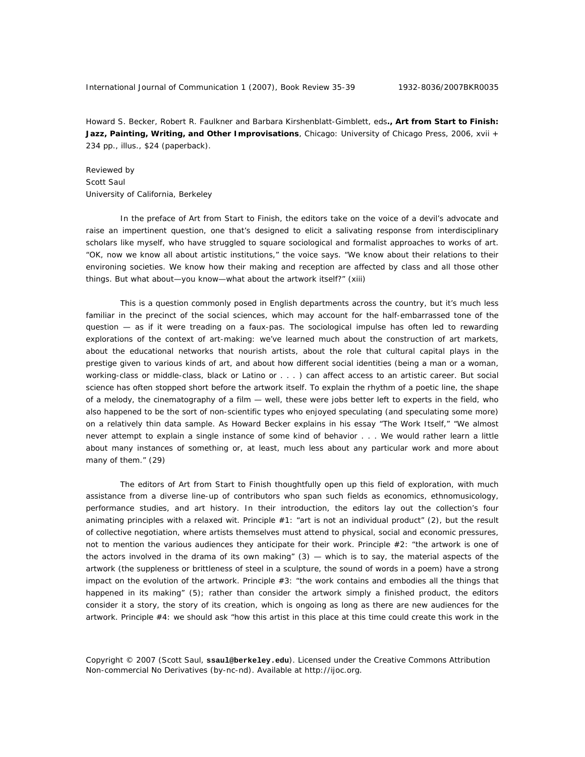Howard S. Becker, Robert R. Faulkner and Barbara Kirshenblatt-Gimblett, eds**., Art from Start to Finish: Jazz, Painting, Writing, and Other Improvisations**, Chicago: University of Chicago Press, 2006, xvii + 234 pp., illus., $24 (paperback).

Reviewed by  
Scott Saul  
University of California, Berkeley

In the preface of Art from Start to Finish, the editors take on the voice of a devil's advocate and raise an impertinent question, one that's designed to elicit a salivating response from interdisciplinary scholars like myself, who have struggled to square sociological and formalist approaches to works of art. "OK, now we know all about artistic institutions," the voice says. "We know about their relations to their environing societies. We know how their making and reception are affected by class and all those other things. But what about—you know—what about the artwork itself?" (xiii)

This is a question commonly posed in English departments across the country, but it's much less familiar in the precinct of the social sciences, which may account for the half-embarrassed tone of the question — as if it were treading on a faux-pas. The sociological impulse has often led to rewarding explorations of the context of art-making: we've learned much about the construction of art markets, about the educational networks that nourish artists, about the role that cultural capital plays in the prestige given to various kinds of art, and about how different social identities (being a man or a woman, working-class or middle-class, black or Latino or . . . ) can affect access to an artistic career. But social science has often stopped short before the artwork itself. To explain the rhythm of a poetic line, the shape of a melody, the cinematography of a film — well, these were jobs better left to experts in the field, who also happened to be the sort of non-scientific types who enjoyed speculating (and speculating some more) on a relatively thin data sample. As Howard Becker explains in his essay "The Work Itself," "We almost never attempt to explain a single instance of some kind of behavior . . . We would rather learn a little about many instances of something or, at least, much less about any particular work and more about many of them." (29)

The editors of Art from Start to Finish thoughtfully open up this field of exploration, with much assistance from a diverse line-up of contributors who span such fields as economics, ethnomusicology, performance studies, and art history. In their introduction, the editors lay out the collection's four animating principles with a relaxed wit. Principle #1: "art is not an individual product" (2), but the result of collective negotiation, where artists themselves must attend to physical, social and economic pressures, not to mention the various audiences they anticipate for their work. Principle #2: "the artwork is one of the actors involved in the drama of its own making" (3) — which is to say, the material aspects of the artwork (the suppleness or brittleness of steel in a sculpture, the sound of words in a poem) have a strong impact on the evolution of the artwork. Principle #3: "the work contains and embodies all the things that happened in its making" (5); rather than consider the artwork simply a finished product, the editors consider it a story, the story of its creation, which is ongoing as long as there are new audiences for the artwork. Principle #4: we should ask "how this artist in this place at this time could create this work in the

Copyright © 2007 (Scott Saul, **ssaul@berkeley.edu**). Licensed under the Creative Commons Attribution Non-commercial No Derivatives (by-nc-nd). Available at http://ijoc.org.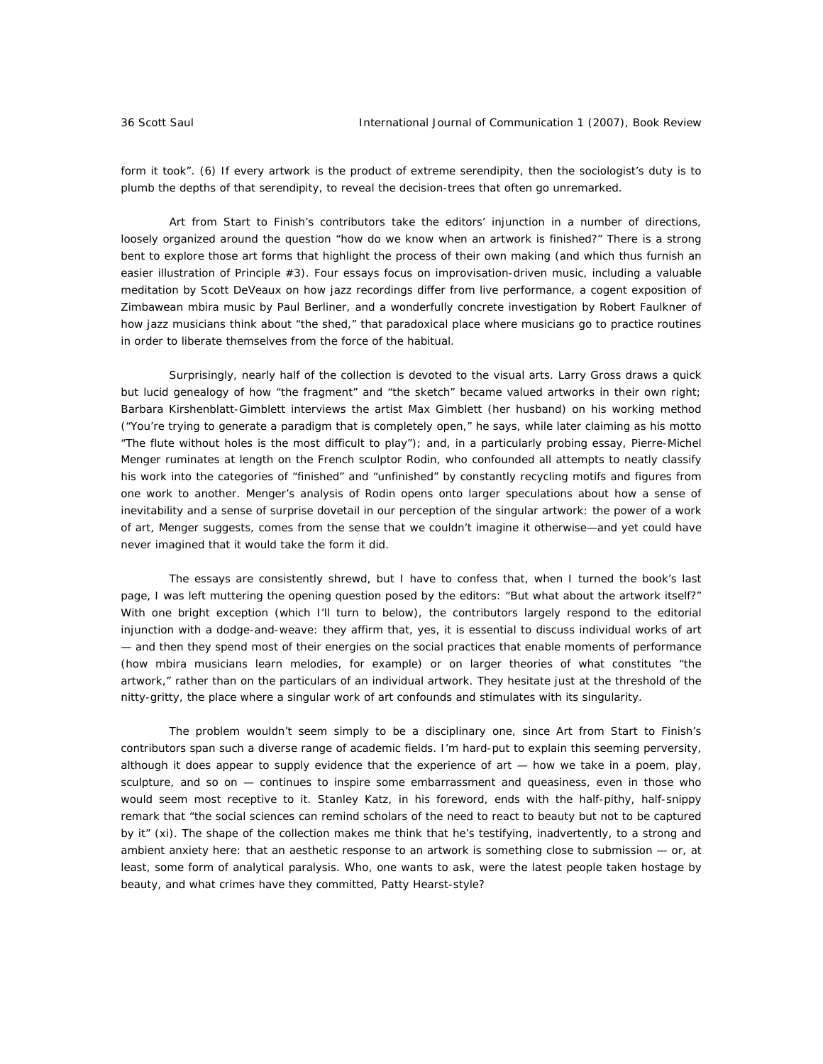form it took". (6) If every artwork is the product of extreme serendipity, then the sociologist's duty is to plumb the depths of that serendipity, to reveal the decision-trees that often go unremarked.

*Art from Start to Finish*'s contributors take the editors' injunction in a number of directions, loosely organized around the question "how do we know when an artwork is finished?" There is a strong bent to explore those art forms that highlight the process of their own making (and which thus furnish an easier illustration of Principle #3). Four essays focus on improvisation-driven music, including a valuable meditation by Scott DeVeaux on how jazz recordings differ from live performance, a cogent exposition of Zimbawean mbira music by Paul Berliner, and a wonderfully concrete investigation by Robert Faulkner of how jazz musicians think about "the shed," that paradoxical place where musicians go to practice routines in order to liberate themselves from the force of the habitual.

Surprisingly, nearly half of the collection is devoted to the visual arts. Larry Gross draws a quick but lucid genealogy of how "the fragment" and "the sketch" became valued artworks in their own right; Barbara Kirshenblatt-Gimblett interviews the artist Max Gimblett (her husband) on his working method ("You're trying to generate a paradigm that is completely open," he says, while later claiming as his motto "The flute without holes is the most difficult to play"); and, in a particularly probing essay, Pierre-Michel Menger ruminates at length on the French sculptor Rodin, who confounded all attempts to neatly classify his work into the categories of "finished" and "unfinished" by constantly recycling motifs and figures from one work to another. Menger's analysis of Rodin opens onto larger speculations about how a sense of inevitability and a sense of surprise dovetail in our perception of the singular artwork: the power of a work of art, Menger suggests, comes from the sense that we couldn't imagine it otherwise—and yet could have never imagined that it would take the form it did.

The essays are consistently shrewd, but I have to confess that, when I turned the book's last page, I was left muttering the opening question posed by the editors: "But what about the artwork itself?" With one bright exception (which I'll turn to below), the contributors largely respond to the editorial injunction with a dodge-and-weave: they affirm that, yes, it is essential to discuss individual works of art — and then they spend most of their energies on the social practices that enable moments of performance (how mbira musicians learn melodies, for example) or on larger theories of what constitutes "the artwork," rather than on the particulars of an individual artwork. They hesitate just at the threshold of the nitty-gritty, the place where a singular work of art confounds and stimulates with its singularity.

The problem wouldn't seem simply to be a disciplinary one, since *Art from Start to Finish*'s contributors span such a diverse range of academic fields. I'm hard-put to explain this seeming perversity, although it does appear to supply evidence that the experience of art — how we take in a poem, play, sculpture, and so on — continues to inspire some embarrassment and queasiness, even in those who would seem most receptive to it. Stanley Katz, in his foreword, ends with the half-pithy, half-snippy remark that "the social sciences can remind scholars of the need to react to beauty but not to be captured by it" (xi). The shape of the collection makes me think that he's testifying, inadvertently, to a strong and ambient anxiety here: that an aesthetic response to an artwork is something close to submission — or, at least, some form of analytical paralysis. Who, one wants to ask, were the latest people taken hostage by beauty, and what crimes have they committed, Patty Hearst-style?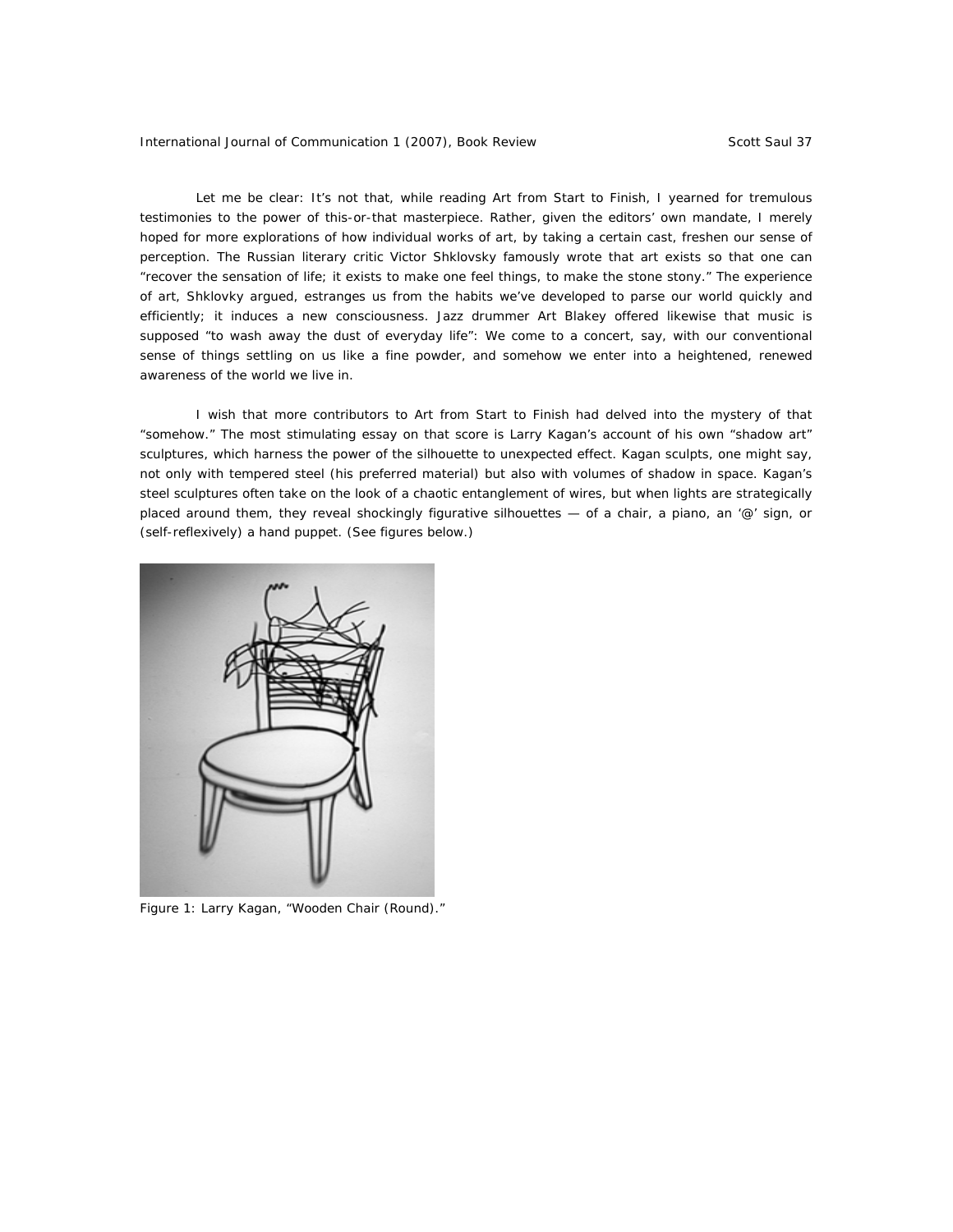Let me be clear: It's not that, while reading Art from Start to Finish, I yearned for tremulous testimonies to the power of this-or-that masterpiece. Rather, given the editors' own mandate, I merely hoped for more explorations of how individual works of art, by taking a certain cast, freshen our sense of perception. The Russian literary critic Victor Shklovsky famously wrote that art exists so that one can "recover the sensation of life; it exists to make one feel things, to make the stone stony." The experience of art, Shklovky argued, estranges us from the habits we've developed to parse our world quickly and efficiently; it induces a new consciousness. Jazz drummer Art Blakey offered likewise that music is supposed "to wash away the dust of everyday life": We come to a concert, say, with our conventional sense of things settling on us like a fine powder, and somehow we enter into a heightened, renewed awareness of the world we live in.

I wish that more contributors to Art from Start to Finish had delved into the mystery of that "somehow." The most stimulating essay on that score is Larry Kagan's account of his own "shadow art" sculptures, which harness the power of the silhouette to unexpected effect. Kagan sculpts, one might say, not only with tempered steel (his preferred material) but also with volumes of shadow in space. Kagan's steel sculptures often take on the look of a chaotic entanglement of wires, but when lights are strategically placed around them, they reveal shockingly figurative silhouettes — of a chair, a piano, an '@' sign, or (self-reflexively) a hand puppet. (See figures below.)

Figure 1: Larry Kagan, "Wooden Chair (Round)."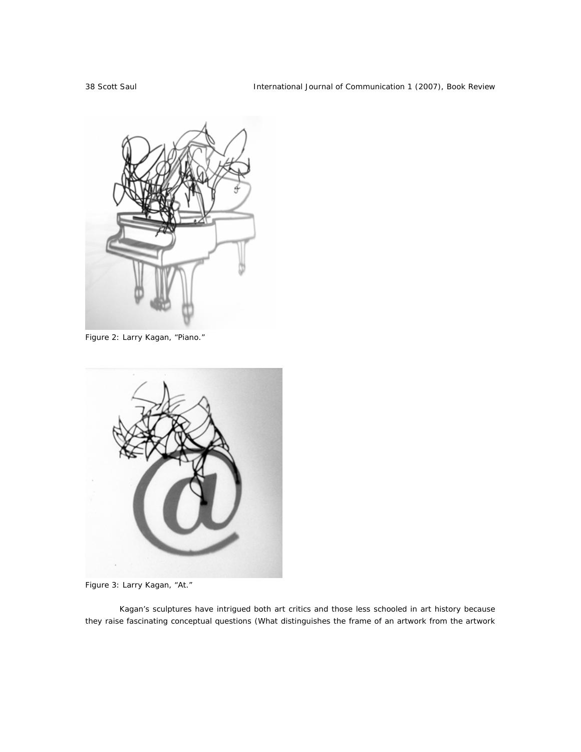Figure 2: Larry Kagan, "Piano."

Figure 3: Larry Kagan, "At."

Kagan's sculptures have intrigued both art critics and those less schooled in art history because they raise fascinating conceptual questions (What distinguishes the frame of an artwork from the artwork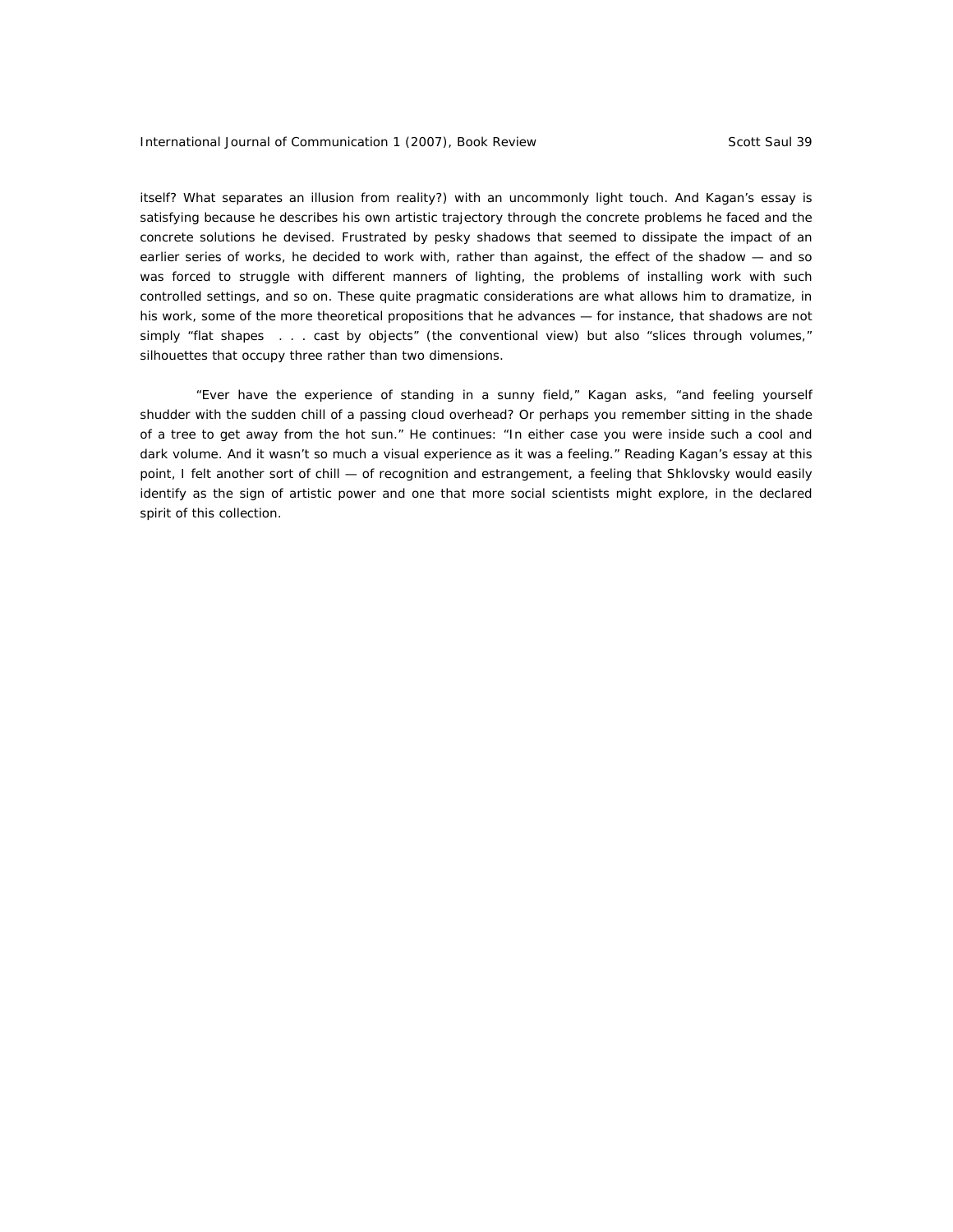itself? What separates an illusion from reality?) with an uncommonly light touch. And Kagan's essay is satisfying because he describes his own artistic trajectory through the concrete problems he faced and the concrete solutions he devised. Frustrated by pesky shadows that seemed to dissipate the impact of an earlier series of works, he decided to work with, rather than against, the effect of the shadow — and so was forced to struggle with different manners of lighting, the problems of installing work with such controlled settings, and so on. These quite pragmatic considerations are what allows him to dramatize, in his work, some of the more theoretical propositions that he advances — for instance, that shadows are not simply "flat shapes . . . cast by objects" (the conventional view) but also "slices through volumes," silhouettes that occupy three rather than two dimensions.

"Ever have the experience of standing in a sunny field," Kagan asks, "and feeling yourself shudder with the sudden chill of a passing cloud overhead? Or perhaps you remember sitting in the shade of a tree to get away from the hot sun." He continues: "In either case you were inside such a cool and dark volume. And it wasn't so much a visual experience as it was a feeling." Reading Kagan's essay at this point, I felt another sort of chill — of recognition and estrangement, a feeling that Shklovsky would easily identify as the sign of artistic power and one that more social scientists might explore, in the declared spirit of this collection.